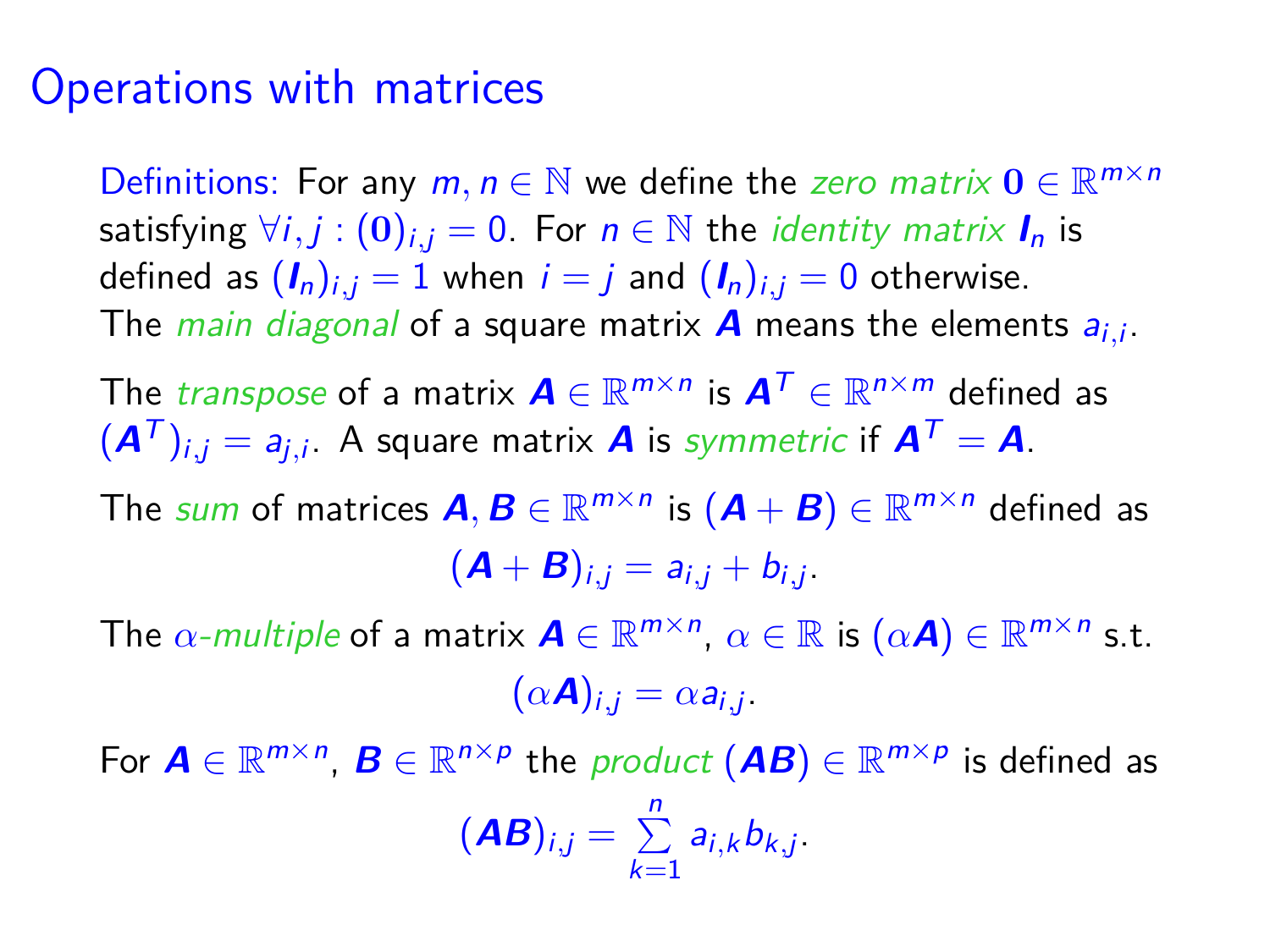# Operations with matrices

Definitions: For any $m, n \in \mathbb{N}$ we define the *zero matrix* $\mathbf{0} \in \mathbb{R}^{m \times n}$ satisfying $\forall i, j : (\mathbf{0})_{i,j} = 0$. For $n \in \mathbb{N}$ the *identity matrix* $\boldsymbol{I}_n$ is defined as $(\boldsymbol{I}_n)_{i,j} = 1$ when $i = j$ and $(\boldsymbol{I}_n)_{i,j} = 0$ otherwise. The *main diagonal* of a square matrix $\boldsymbol{A}$ means the elements $a_{i,i}$.

The *transpose* of a matrix $\boldsymbol{A} \in \mathbb{R}^{m \times n}$ is $\boldsymbol{A}^T \in \mathbb{R}^{n \times m}$ defined as $(\boldsymbol{A}^T)_{i,j} = a_{j,i}$. A square matrix $\boldsymbol{A}$ is *symmetric* if $\boldsymbol{A}^T = \boldsymbol{A}$.

The *sum* of matrices $\boldsymbol{A}, \boldsymbol{B} \in \mathbb{R}^{m \times n}$ is $(\boldsymbol{A} + \boldsymbol{B}) \in \mathbb{R}^{m \times n}$ defined as

$$(\boldsymbol{A} + \boldsymbol{B})_{i,j} = a_{i,j} + b_{i,j}.$$

The *$\alpha$-multiple* of a matrix $\boldsymbol{A} \in \mathbb{R}^{m \times n}$, $\alpha \in \mathbb{R}$ is $(\alpha \boldsymbol{A}) \in \mathbb{R}^{m \times n}$ s.t.

$$(\alpha \boldsymbol{A})_{i,j} = \alpha a_{i,j}.$$

For $\boldsymbol{A} \in \mathbb{R}^{m \times n}$, $\boldsymbol{B} \in \mathbb{R}^{n \times p}$ the *product* $(\boldsymbol{AB}) \in \mathbb{R}^{m \times p}$ is defined as

$$(\boldsymbol{AB})_{i,j} = \sum_{k=1}^{n} a_{i,k} b_{k,j}.$$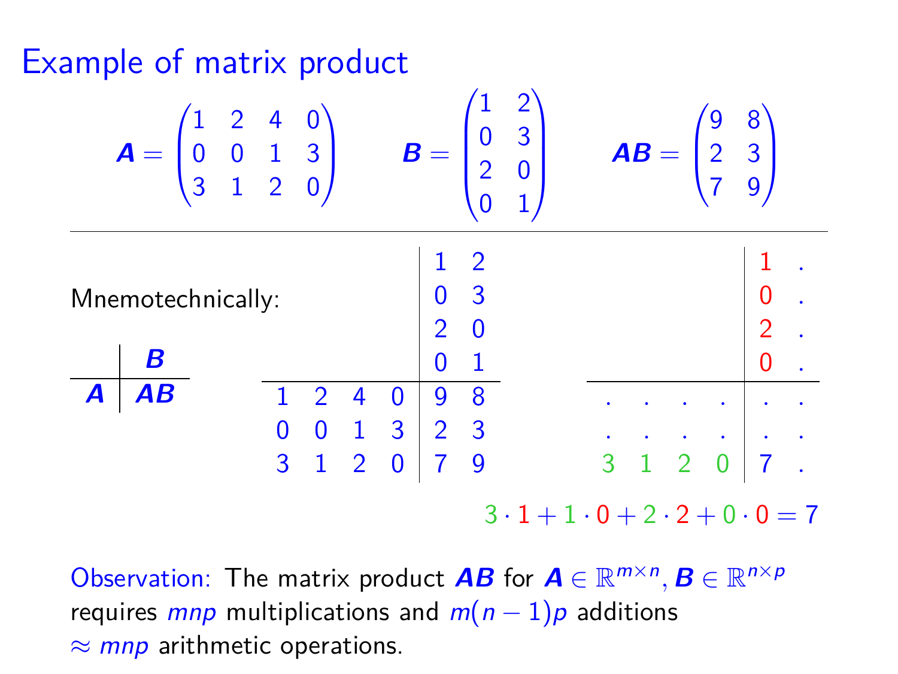# Example of matrix product

$$\boldsymbol{A} = \begin{pmatrix} 1 & 2 & 4 & 0 \\ 0 & 0 & 1 & 3 \\ 3 & 1 & 2 & 0 \end{pmatrix} \qquad \boldsymbol{B} = \begin{pmatrix} 1 & 2 \\ 0 & 3 \\ 2 & 0 \\ 0 & 1 \end{pmatrix} \qquad \boldsymbol{AB} = \begin{pmatrix} 9 & 8 \\ 2 & 3 \\ 7 & 9 \end{pmatrix}$$

---

Mnemotechnically:

$$\begin{array}{c|c} & \boldsymbol{B} \\ \hline \boldsymbol{A} & \boldsymbol{AB} \end{array}$$

$$\begin{array}{cccc|cc} & & & & 1 & 2 \\ & & & & 0 & 3 \\ & & & & 2 & 0 \\ & & & & 0 & 1 \\ \hline 1 & 2 & 4 & 0 & 9 & 8 \\ 0 & 0 & 1 & 3 & 2 & 3 \\ 3 & 1 & 2 & 0 & 7 & 9 \end{array} \qquad \begin{array}{cccc|cc} & & & & 1 & . \\ & & & & 0 & . \\ & & & & 2 & . \\ & & & & 0 & . \\ \hline . & . & . & . & . & . \\ . & . & . & . & . & . \\ 3 & 1 & 2 & 0 & 7 & . \end{array}$$

$$3 \cdot 1 + 1 \cdot 0 + 2 \cdot 2 + 0 \cdot 0 = 7$$

Observation: The matrix product $\boldsymbol{AB}$ for $\boldsymbol{A} \in \mathbb{R}^{m \times n}, \boldsymbol{B} \in \mathbb{R}^{n \times p}$ requires $mnp$ multiplications and $m(n-1)p$ additions $\approx mnp$ arithmetic operations.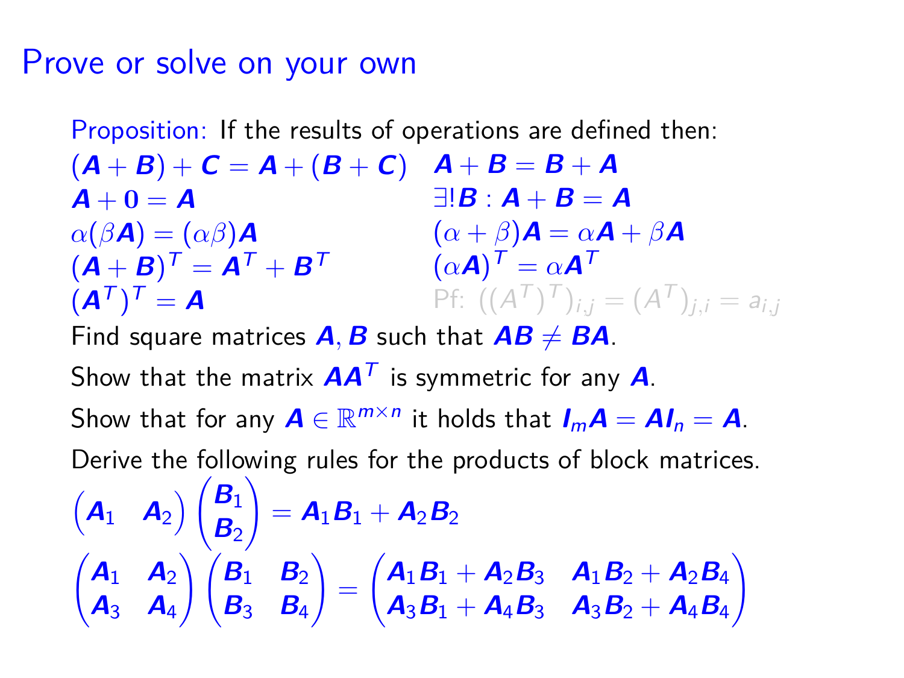# Prove or solve on your own

Proposition: If the results of operations are defined then:

$(\boldsymbol{A}+\boldsymbol{B})+\boldsymbol{C}=\boldsymbol{A}+(\boldsymbol{B}+\boldsymbol{C})$ $\quad$ $\boldsymbol{A}+\boldsymbol{B}=\boldsymbol{B}+\boldsymbol{A}$

$\boldsymbol{A}+\boldsymbol{0}=\boldsymbol{A}$ $\quad$ $\exists!\boldsymbol{B}:\boldsymbol{A}+\boldsymbol{B}=\boldsymbol{A}$

$\alpha(\beta\boldsymbol{A})=(\alpha\beta)\boldsymbol{A}$ $\quad$ $(\alpha+\beta)\boldsymbol{A}=\alpha\boldsymbol{A}+\beta\boldsymbol{A}$

$(\boldsymbol{A}+\boldsymbol{B})^T=\boldsymbol{A}^T+\boldsymbol{B}^T$ $\quad$ $(\alpha\boldsymbol{A})^T=\alpha\boldsymbol{A}^T$

$(\boldsymbol{A}^T)^T=\boldsymbol{A}$ $\quad$ Pf: $((A^T)^T)_{i,j}=(A^T)_{j,i}=a_{i,j}$

Find square matrices $\boldsymbol{A},\boldsymbol{B}$ such that $\boldsymbol{A}\boldsymbol{B}\neq\boldsymbol{B}\boldsymbol{A}$.

Show that the matrix $\boldsymbol{A}\boldsymbol{A}^T$ is symmetric for any $\boldsymbol{A}$.

Show that for any $\boldsymbol{A}\in\mathbb{R}^{m\times n}$ it holds that $\boldsymbol{I}_m\boldsymbol{A}=\boldsymbol{A}\boldsymbol{I}_n=\boldsymbol{A}$.

Derive the following rules for the products of block matrices.

$$\begin{pmatrix}\boldsymbol{A}_1 & \boldsymbol{A}_2\end{pmatrix}\begin{pmatrix}\boldsymbol{B}_1\\ \boldsymbol{B}_2\end{pmatrix}=\boldsymbol{A}_1\boldsymbol{B}_1+\boldsymbol{A}_2\boldsymbol{B}_2$$

$$\begin{pmatrix}\boldsymbol{A}_1 & \boldsymbol{A}_2\\ \boldsymbol{A}_3 & \boldsymbol{A}_4\end{pmatrix}\begin{pmatrix}\boldsymbol{B}_1 & \boldsymbol{B}_2\\ \boldsymbol{B}_3 & \boldsymbol{B}_4\end{pmatrix}=\begin{pmatrix}\boldsymbol{A}_1\boldsymbol{B}_1+\boldsymbol{A}_2\boldsymbol{B}_3 & \boldsymbol{A}_1\boldsymbol{B}_2+\boldsymbol{A}_2\boldsymbol{B}_4\\ \boldsymbol{A}_3\boldsymbol{B}_1+\boldsymbol{A}_4\boldsymbol{B}_3 & \boldsymbol{A}_3\boldsymbol{B}_2+\boldsymbol{A}_4\boldsymbol{B}_4\end{pmatrix}$$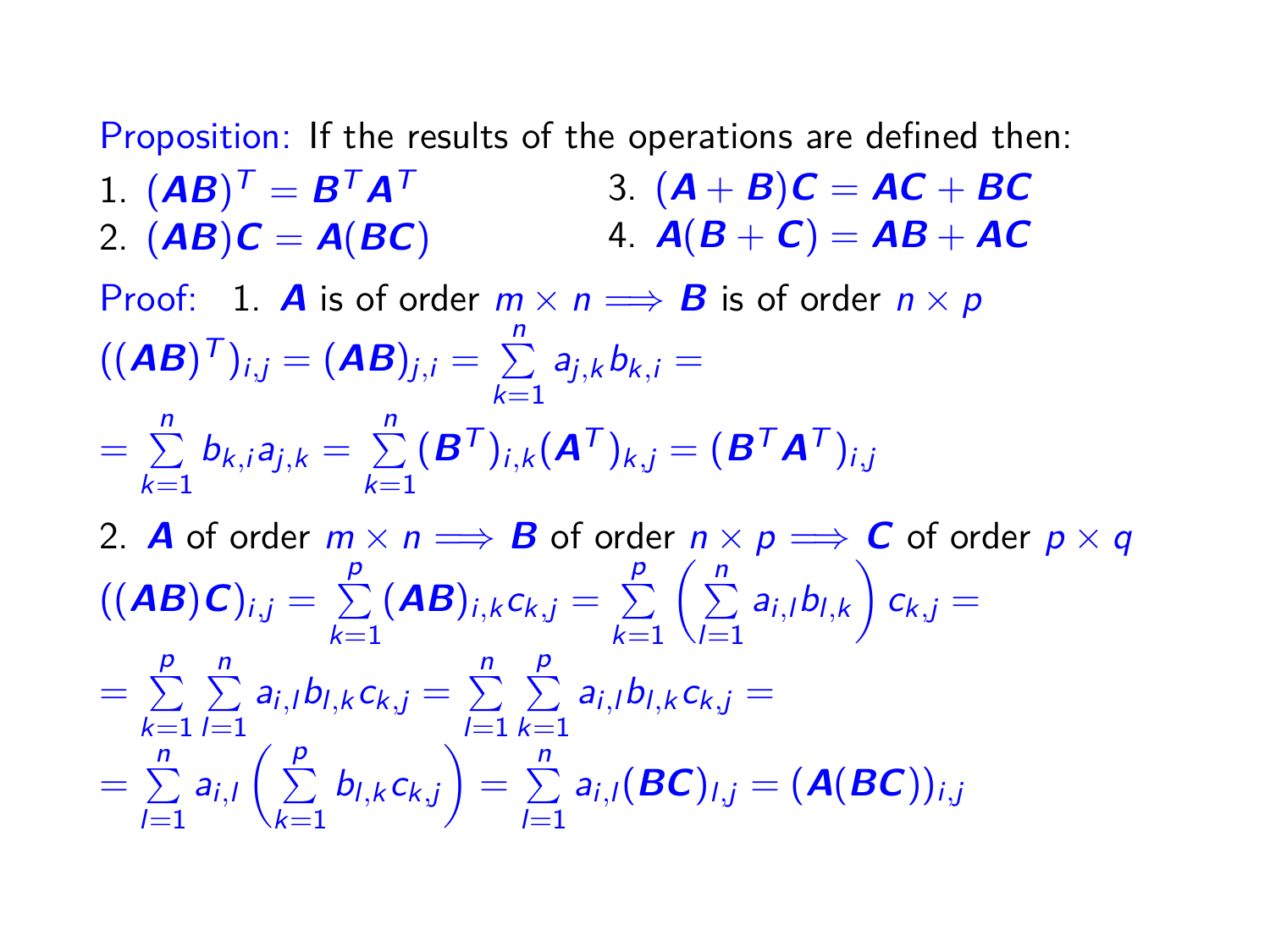Proposition: If the results of the operations are defined then:

1. $(\boldsymbol{AB})^T = \boldsymbol{B}^T\boldsymbol{A}^T$
2. $(\boldsymbol{AB})\boldsymbol{C} = \boldsymbol{A}(\boldsymbol{BC})$
3. $(\boldsymbol{A}+\boldsymbol{B})\boldsymbol{C} = \boldsymbol{AC}+\boldsymbol{BC}$
4. $\boldsymbol{A}(\boldsymbol{B}+\boldsymbol{C}) = \boldsymbol{AB}+\boldsymbol{AC}$

Proof: 1. $\boldsymbol{A}$ is of order $m \times n \Longrightarrow \boldsymbol{B}$ is of order $n \times p$

$$((\boldsymbol{AB})^T)_{i,j} = (\boldsymbol{AB})_{j,i} = \sum_{k=1}^{n} a_{j,k} b_{k,i} =$$

$$= \sum_{k=1}^{n} b_{k,i} a_{j,k} = \sum_{k=1}^{n} (\boldsymbol{B}^T)_{i,k} (\boldsymbol{A}^T)_{k,j} = (\boldsymbol{B}^T\boldsymbol{A}^T)_{i,j}$$

2. $\boldsymbol{A}$ of order $m \times n \Longrightarrow \boldsymbol{B}$ of order $n \times p \Longrightarrow \boldsymbol{C}$ of order $p \times q$

$$((\boldsymbol{AB})\boldsymbol{C})_{i,j} = \sum_{k=1}^{p} (\boldsymbol{AB})_{i,k} c_{k,j} = \sum_{k=1}^{p} \left( \sum_{l=1}^{n} a_{i,l} b_{l,k} \right) c_{k,j} =$$

$$= \sum_{k=1}^{p} \sum_{l=1}^{n} a_{i,l} b_{l,k} c_{k,j} = \sum_{l=1}^{n} \sum_{k=1}^{p} a_{i,l} b_{l,k} c_{k,j} =$$

$$= \sum_{l=1}^{n} a_{i,l} \left( \sum_{k=1}^{p} b_{l,k} c_{k,j} \right) = \sum_{l=1}^{n} a_{i,l} (\boldsymbol{BC})_{l,j} = (\boldsymbol{A}(\boldsymbol{BC}))_{i,j}$$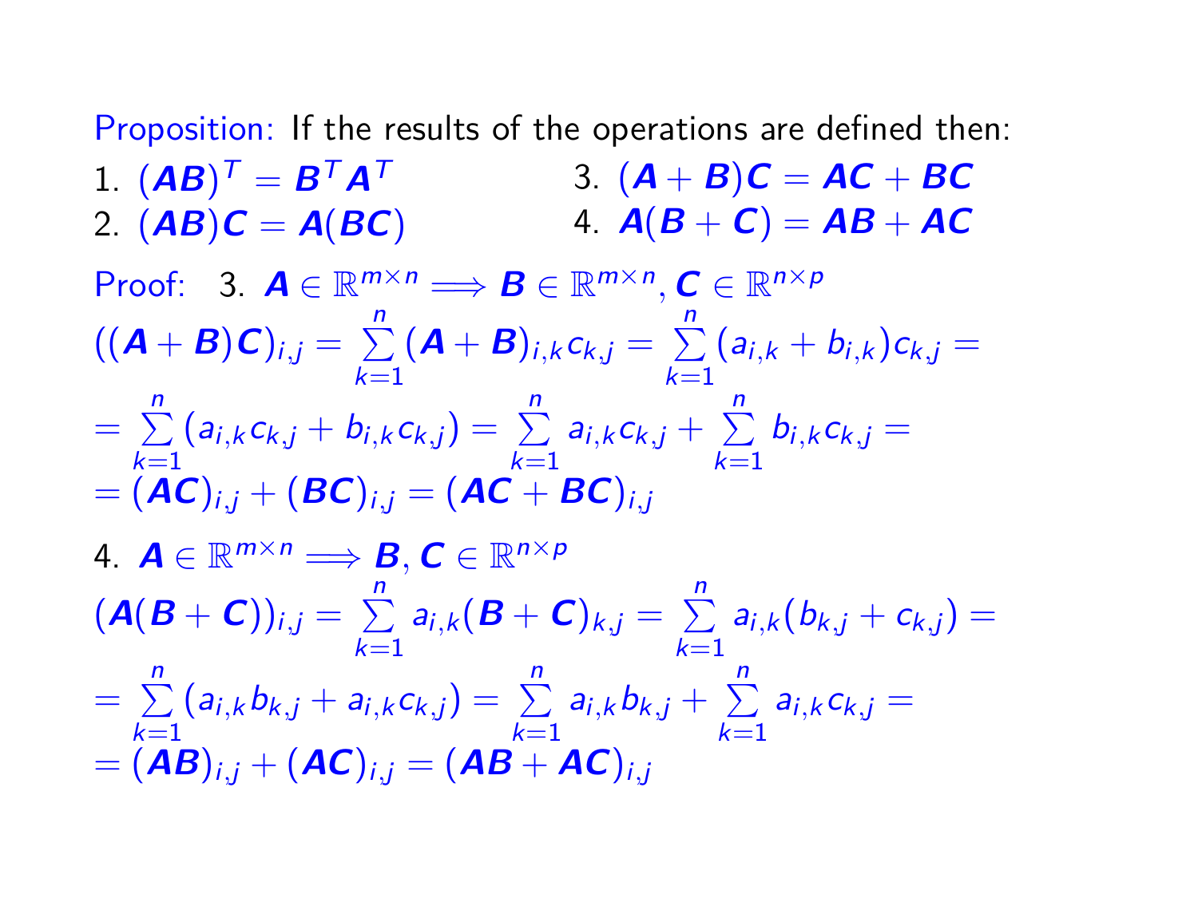Proposition: If the results of the operations are defined then:

1. $(\boldsymbol{AB})^T = \boldsymbol{B}^T \boldsymbol{A}^T$
2. $(\boldsymbol{AB})\boldsymbol{C} = \boldsymbol{A}(\boldsymbol{BC})$
3. $(\boldsymbol{A} + \boldsymbol{B})\boldsymbol{C} = \boldsymbol{AC} + \boldsymbol{BC}$
4. $\boldsymbol{A}(\boldsymbol{B} + \boldsymbol{C}) = \boldsymbol{AB} + \boldsymbol{AC}$

Proof: 3. $\boldsymbol{A} \in \mathbb{R}^{m \times n} \implies \boldsymbol{B} \in \mathbb{R}^{m \times n}, \boldsymbol{C} \in \mathbb{R}^{n \times p}$

$$((\boldsymbol{A} + \boldsymbol{B})\boldsymbol{C})_{i,j} = \sum_{k=1}^{n} (\boldsymbol{A} + \boldsymbol{B})_{i,k} c_{k,j} = \sum_{k=1}^{n} (a_{i,k} + b_{i,k}) c_{k,j} =$$

$$= \sum_{k=1}^{n} (a_{i,k} c_{k,j} + b_{i,k} c_{k,j}) = \sum_{k=1}^{n} a_{i,k} c_{k,j} + \sum_{k=1}^{n} b_{i,k} c_{k,j} =$$

$$= (\boldsymbol{AC})_{i,j} + (\boldsymbol{BC})_{i,j} = (\boldsymbol{AC} + \boldsymbol{BC})_{i,j}$$

4. $\boldsymbol{A} \in \mathbb{R}^{m \times n} \implies \boldsymbol{B}, \boldsymbol{C} \in \mathbb{R}^{n \times p}$

$$(\boldsymbol{A}(\boldsymbol{B} + \boldsymbol{C}))_{i,j} = \sum_{k=1}^{n} a_{i,k} (\boldsymbol{B} + \boldsymbol{C})_{k,j} = \sum_{k=1}^{n} a_{i,k} (b_{k,j} + c_{k,j}) =$$

$$= \sum_{k=1}^{n} (a_{i,k} b_{k,j} + a_{i,k} c_{k,j}) = \sum_{k=1}^{n} a_{i,k} b_{k,j} + \sum_{k=1}^{n} a_{i,k} c_{k,j} =$$

$$= (\boldsymbol{AB})_{i,j} + (\boldsymbol{AC})_{i,j} = (\boldsymbol{AB} + \boldsymbol{AC})_{i,j}$$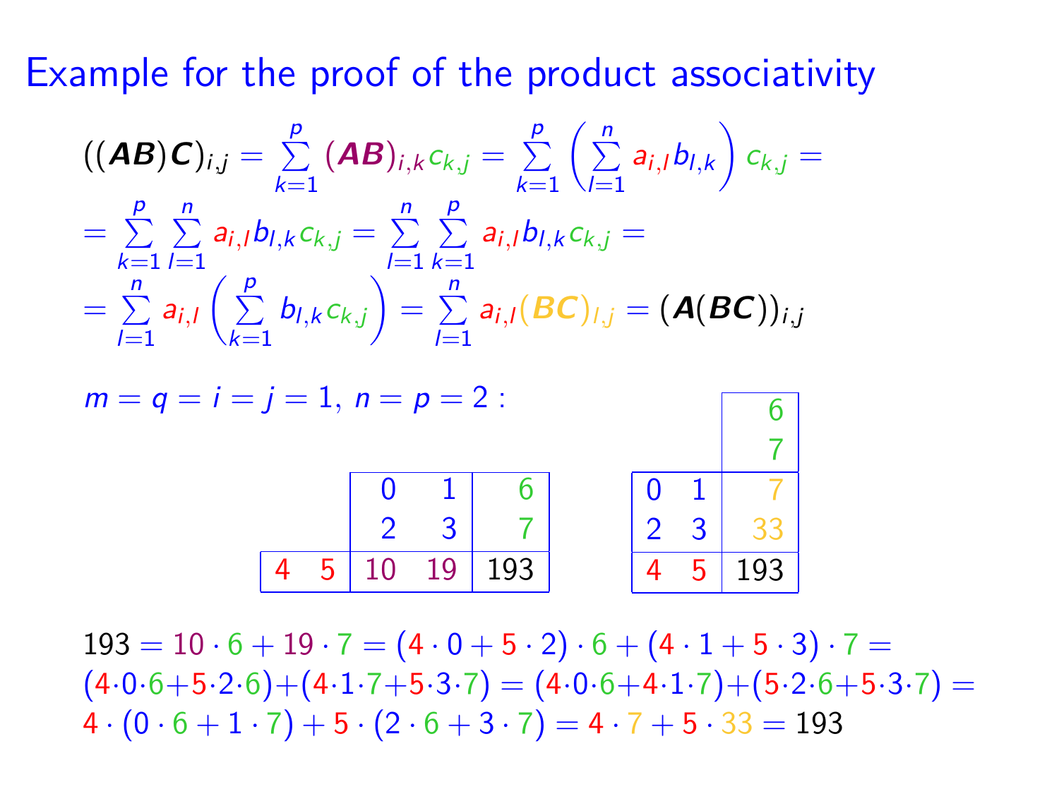# Example for the proof of the product associativity

$$((\boldsymbol{AB})\boldsymbol{C})_{i,j} = \sum_{k=1}^{p} (\boldsymbol{AB})_{i,k} c_{k,j} = \sum_{k=1}^{p} \left( \sum_{l=1}^{n} a_{i,l} b_{l,k} \right) c_{k,j} =$$

$$= \sum_{k=1}^{p} \sum_{l=1}^{n} a_{i,l} b_{l,k} c_{k,j} = \sum_{l=1}^{n} \sum_{k=1}^{p} a_{i,l} b_{l,k} c_{k,j} =$$

$$= \sum_{l=1}^{n} a_{i,l} \left( \sum_{k=1}^{p} b_{l,k} c_{k,j} \right) = \sum_{l=1}^{n} a_{i,l} (\boldsymbol{BC})_{l,j} = (\boldsymbol{A}(\boldsymbol{BC}))_{i,j}$$

$m = q = i = j = 1,\ n = p = 2$ :

|   |   |    |    |     |
|---|---|----|----|-----|
|   |   | 0  | 1  | 6   |
|   |   | 2  | 3  | 7   |
| 4 | 5 | 10 | 19 | 193 |

|   |   |     |
|---|---|-----|
|   |   | 6   |
|   |   | 7   |
| 0 | 1 | 7   |
| 2 | 3 | 33  |
| 4 | 5 | 193 |

$193 = 10 \cdot 6 + 19 \cdot 7 = (4 \cdot 0 + 5 \cdot 2) \cdot 6 + (4 \cdot 1 + 5 \cdot 3) \cdot 7 =$
$(4 \cdot 0 \cdot 6 + 5 \cdot 2 \cdot 6) + (4 \cdot 1 \cdot 7 + 5 \cdot 3 \cdot 7) = (4 \cdot 0 \cdot 6 + 4 \cdot 1 \cdot 7) + (5 \cdot 2 \cdot 6 + 5 \cdot 3 \cdot 7) =$
$4 \cdot (0 \cdot 6 + 1 \cdot 7) + 5 \cdot (2 \cdot 6 + 3 \cdot 7) = 4 \cdot 7 + 5 \cdot 33 = 193$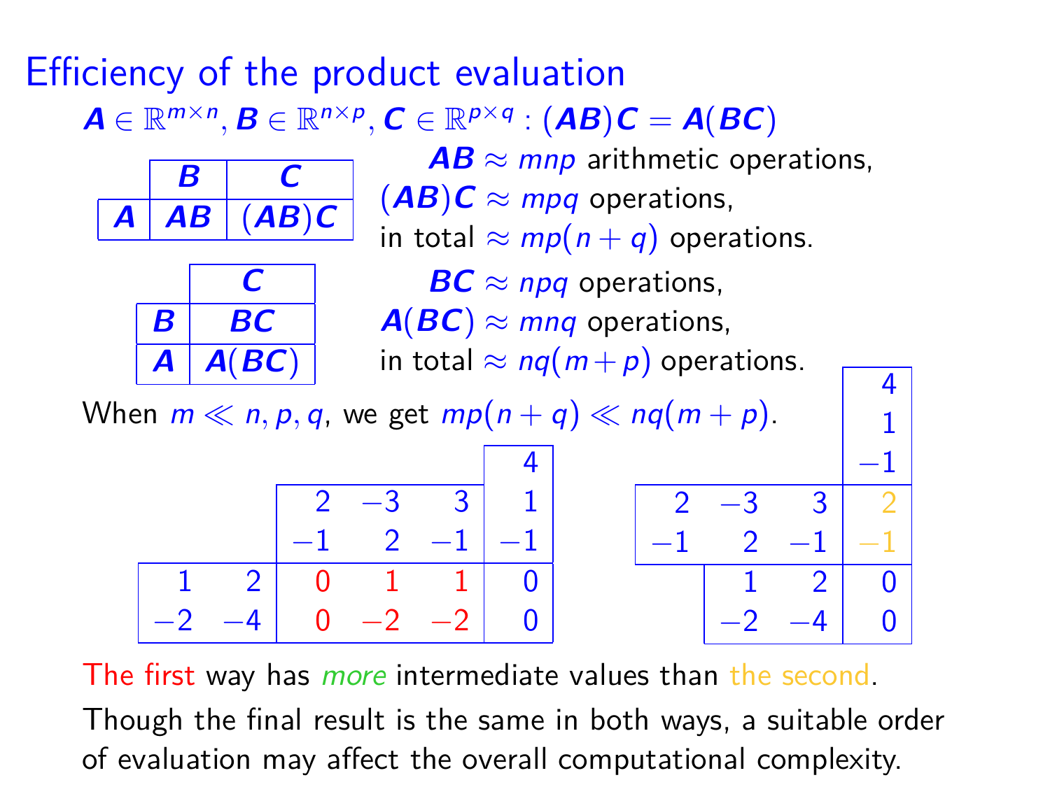# Efficiency of the product evaluation

$\boldsymbol{A} \in \mathbb{R}^{m\times n}, \boldsymbol{B} \in \mathbb{R}^{n\times p}, \boldsymbol{C} \in \mathbb{R}^{p\times q} : (\boldsymbol{AB})\boldsymbol{C} = \boldsymbol{A}(\boldsymbol{BC})$

|  | $\boldsymbol{B}$ | $\boldsymbol{C}$ |
|---|---|---|
| $\boldsymbol{A}$ | $\boldsymbol{AB}$ | $(\boldsymbol{AB})\boldsymbol{C}$ |

$\boldsymbol{AB} \approx mnp$ arithmetic operations,
$(\boldsymbol{AB})\boldsymbol{C} \approx mpq$ operations,
in total $\approx mp(n+q)$ operations.

|  | $\boldsymbol{C}$ |
|---|---|
| $\boldsymbol{B}$ | $\boldsymbol{BC}$ |
| $\boldsymbol{A}$ | $\boldsymbol{A}(\boldsymbol{BC})$ |

$\boldsymbol{BC} \approx npq$ operations,
$\boldsymbol{A}(\boldsymbol{BC}) \approx mnq$ operations,
in total $\approx nq(m+p)$ operations.

When $m \ll n, p, q$, we get $mp(n+q) \ll nq(m+p)$.

|  |  |  |  |  | 4 |
|---|---|---|---|---|---|
|  |  | 2 | −3 | 3 | 1 |
|  |  | −1 | 2 | −1 | −1 |
| 1 | 2 | 0 | 1 | 1 | 0 |
| −2 | −4 | 0 | −2 | −2 | 0 |

|  |  |  | 4 |
|---|---|---|---|
|  |  |  | 1 |
|  |  |  | −1 |
| 2 | −3 | 3 | 2 |
| −1 | 2 | −1 | −1 |
|  | 1 | 2 | 0 |
|  | −2 | −4 | 0 |

The first way has *more* intermediate values than the second.

Though the final result is the same in both ways, a suitable order of evaluation may affect the overall computational complexity.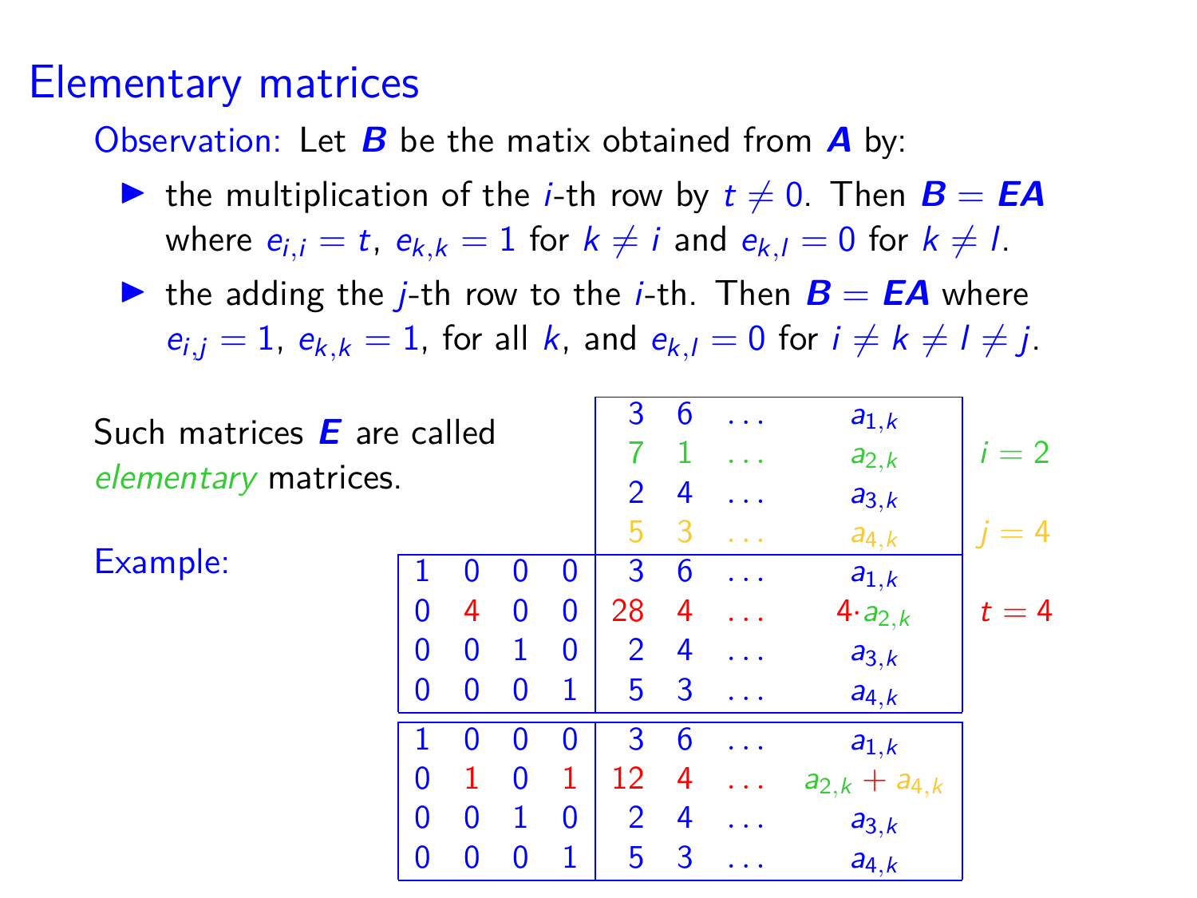# Elementary matrices

Observation: Let $\boldsymbol{B}$ be the matix obtained from $\boldsymbol{A}$ by:

- the multiplication of the $i$-th row by $t \neq 0$. Then $\boldsymbol{B} = \boldsymbol{EA}$ where $e_{i,i} = t$, $e_{k,k} = 1$ for $k \neq i$ and $e_{k,l} = 0$ for $k \neq l$.
- the adding the $j$-th row to the $i$-th. Then $\boldsymbol{B} = \boldsymbol{EA}$ where $e_{i,j} = 1$, $e_{k,k} = 1$, for all $k$, and $e_{k,l} = 0$ for $i \neq k \neq l \neq j$.

Such matrices $\boldsymbol{E}$ are called *elementary* matrices.

Example:

$$A = \begin{pmatrix} 3 & 6 & \dots & a_{1,k} \\ 7 & 1 & \dots & a_{2,k} \\ 2 & 4 & \dots & a_{3,k} \\ 5 & 3 & \dots & a_{4,k} \end{pmatrix} \quad i = 2, \; j = 4$$

$$\begin{pmatrix} 1 & 0 & 0 & 0 \\ 0 & 4 & 0 & 0 \\ 0 & 0 & 1 & 0 \\ 0 & 0 & 0 & 1 \end{pmatrix} A = \begin{pmatrix} 3 & 6 & \dots & a_{1,k} \\ 28 & 4 & \dots & 4 \cdot a_{2,k} \\ 2 & 4 & \dots & a_{3,k} \\ 5 & 3 & \dots & a_{4,k} \end{pmatrix} \quad t = 4$$

$$\begin{pmatrix} 1 & 0 & 0 & 0 \\ 0 & 1 & 0 & 1 \\ 0 & 0 & 1 & 0 \\ 0 & 0 & 0 & 1 \end{pmatrix} A = \begin{pmatrix} 3 & 6 & \dots & a_{1,k} \\ 12 & 4 & \dots & a_{2,k} + a_{4,k} \\ 2 & 4 & \dots & a_{3,k} \\ 5 & 3 & \dots & a_{4,k} \end{pmatrix}$$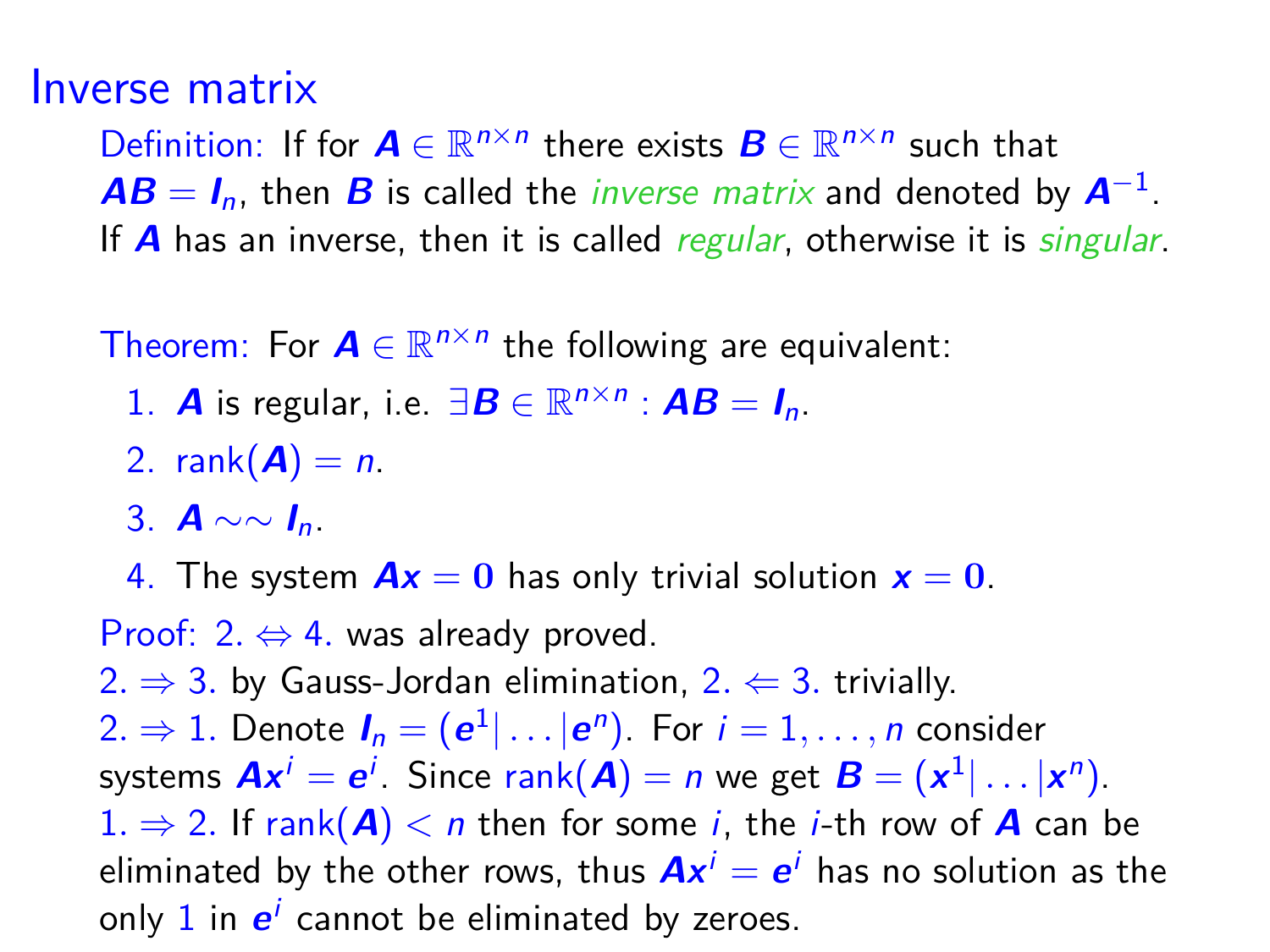# Inverse matrix

Definition: If for $\boldsymbol{A} \in \mathbb{R}^{n \times n}$ there exists $\boldsymbol{B} \in \mathbb{R}^{n \times n}$ such that $\boldsymbol{AB} = \boldsymbol{I}_n$, then $\boldsymbol{B}$ is called the *inverse matrix* and denoted by $\boldsymbol{A}^{-1}$. If $\boldsymbol{A}$ has an inverse, then it is called *regular*, otherwise it is *singular*.

Theorem: For $\boldsymbol{A} \in \mathbb{R}^{n \times n}$ the following are equivalent:

1. $\boldsymbol{A}$ is regular, i.e. $\exists \boldsymbol{B} \in \mathbb{R}^{n \times n} : \boldsymbol{AB} = \boldsymbol{I}_n$.
2. $\operatorname{rank}(\boldsymbol{A}) = n$.
3. $\boldsymbol{A} \sim\sim \boldsymbol{I}_n$.
4. The system $\boldsymbol{Ax} = \mathbf{0}$ has only trivial solution $\boldsymbol{x} = \mathbf{0}$.

Proof: 2. $\Leftrightarrow$ 4. was already proved.
2. $\Rightarrow$ 3. by Gauss-Jordan elimination, 2. $\Leftarrow$ 3. trivially.
2. $\Rightarrow$ 1. Denote $\boldsymbol{I}_n = (\boldsymbol{e}^1 | \dots | \boldsymbol{e}^n)$. For $i = 1, \dots, n$ consider systems $\boldsymbol{Ax}^i = \boldsymbol{e}^i$. Since $\operatorname{rank}(\boldsymbol{A}) = n$ we get $\boldsymbol{B} = (\boldsymbol{x}^1 | \dots | \boldsymbol{x}^n)$.
1. $\Rightarrow$ 2. If $\operatorname{rank}(\boldsymbol{A}) < n$ then for some $i$, the $i$-th row of $\boldsymbol{A}$ can be eliminated by the other rows, thus $\boldsymbol{Ax}^i = \boldsymbol{e}^i$ has no solution as the only $1$ in $\boldsymbol{e}^i$ cannot be eliminated by zeroes.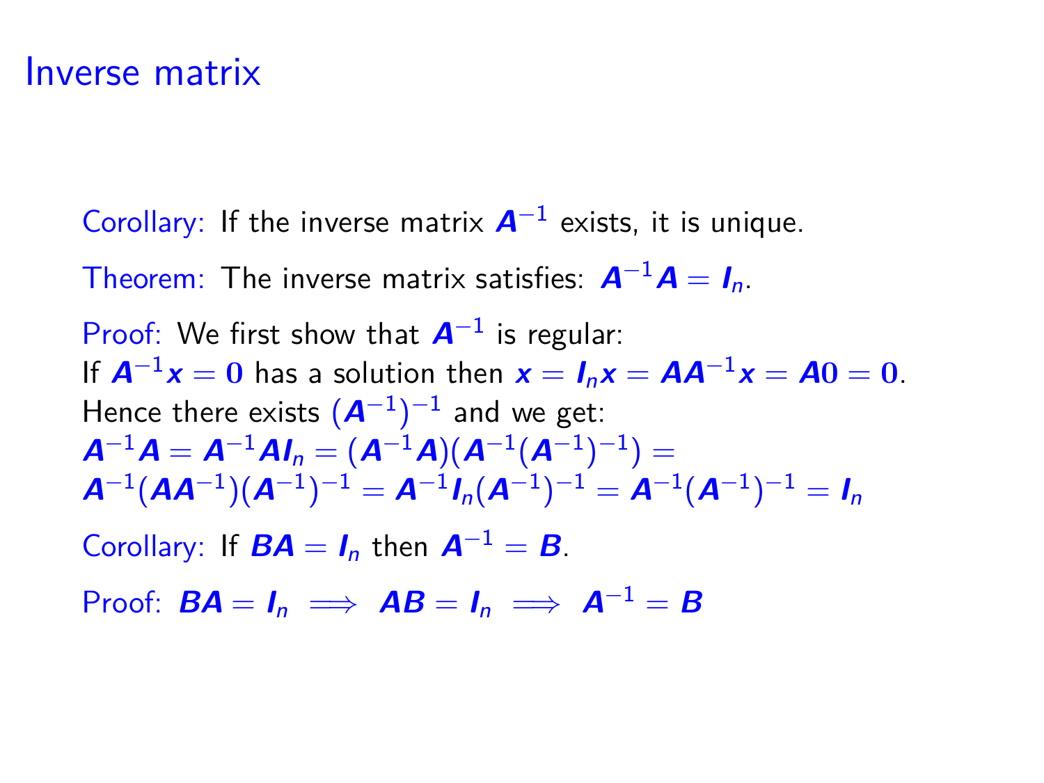# Inverse matrix

Corollary: If the inverse matrix $\boldsymbol{A}^{-1}$ exists, it is unique.

Theorem: The inverse matrix satisfies: $\boldsymbol{A}^{-1}\boldsymbol{A} = \boldsymbol{I}_n$.

Proof: We first show that $\boldsymbol{A}^{-1}$ is regular:
If $\boldsymbol{A}^{-1}\boldsymbol{x} = \boldsymbol{0}$ has a solution then $\boldsymbol{x} = \boldsymbol{I}_n\boldsymbol{x} = \boldsymbol{A}\boldsymbol{A}^{-1}\boldsymbol{x} = \boldsymbol{A}\boldsymbol{0} = \boldsymbol{0}$.
Hence there exists $(\boldsymbol{A}^{-1})^{-1}$ and we get:
$\boldsymbol{A}^{-1}\boldsymbol{A} = \boldsymbol{A}^{-1}\boldsymbol{A}\boldsymbol{I}_n = (\boldsymbol{A}^{-1}\boldsymbol{A})(\boldsymbol{A}^{-1}(\boldsymbol{A}^{-1})^{-1}) =$
$\boldsymbol{A}^{-1}(\boldsymbol{A}\boldsymbol{A}^{-1})(\boldsymbol{A}^{-1})^{-1} = \boldsymbol{A}^{-1}\boldsymbol{I}_n(\boldsymbol{A}^{-1})^{-1} = \boldsymbol{A}^{-1}(\boldsymbol{A}^{-1})^{-1} = \boldsymbol{I}_n$

Corollary: If $\boldsymbol{B}\boldsymbol{A} = \boldsymbol{I}_n$ then $\boldsymbol{A}^{-1} = \boldsymbol{B}$.

Proof: $\boldsymbol{B}\boldsymbol{A} = \boldsymbol{I}_n \implies \boldsymbol{A}\boldsymbol{B} = \boldsymbol{I}_n \implies \boldsymbol{A}^{-1} = \boldsymbol{B}$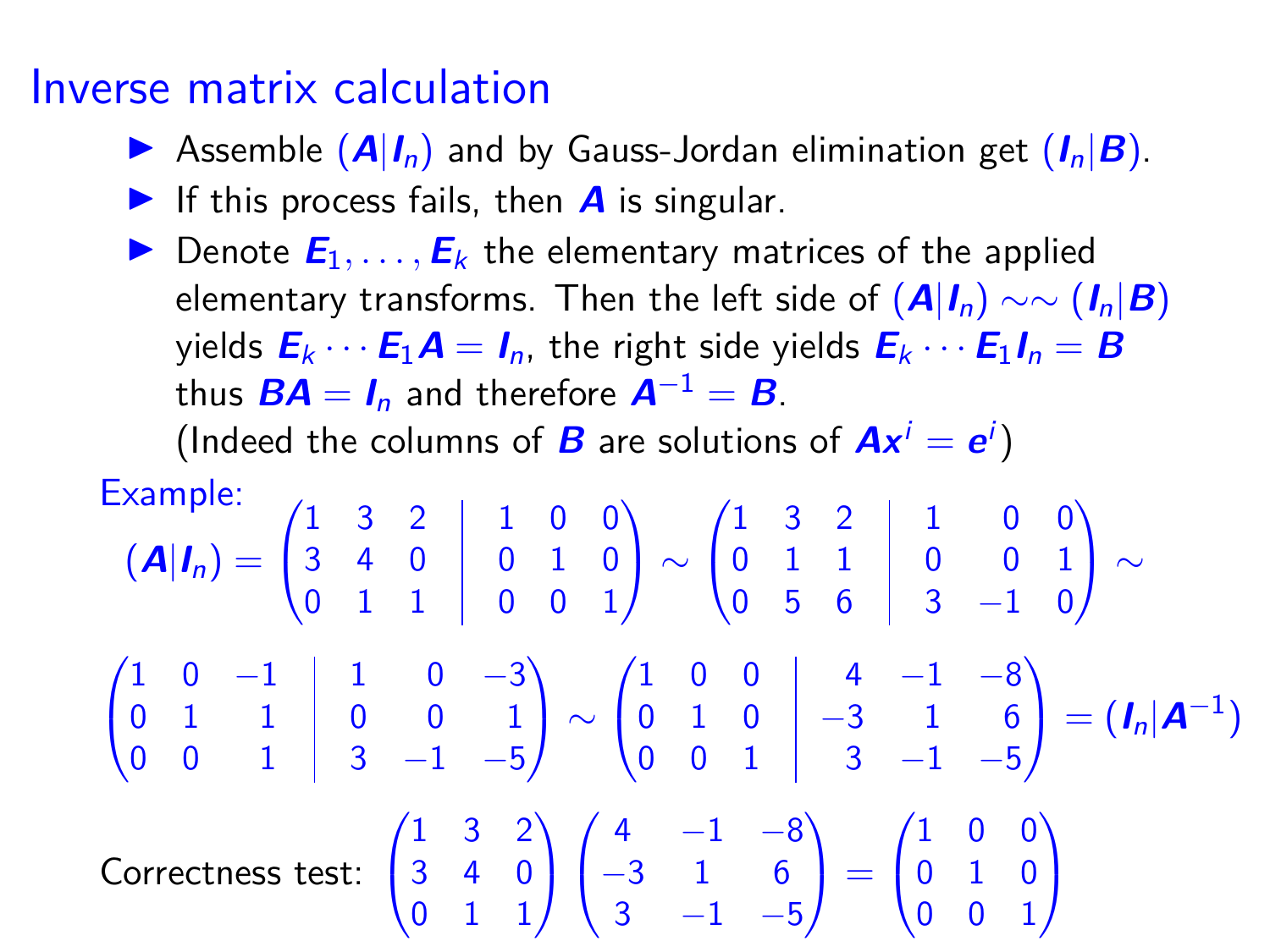# Inverse matrix calculation

- Assemble $(\boldsymbol{A}|\boldsymbol{I}_n)$ and by Gauss-Jordan elimination get $(\boldsymbol{I}_n|\boldsymbol{B})$.
- If this process fails, then $\boldsymbol{A}$ is singular.
- Denote $\boldsymbol{E}_1, \ldots, \boldsymbol{E}_k$ the elementary matrices of the applied elementary transforms. Then the left side of $(\boldsymbol{A}|\boldsymbol{I}_n) \sim\sim (\boldsymbol{I}_n|\boldsymbol{B})$ yields $\boldsymbol{E}_k \cdots \boldsymbol{E}_1 \boldsymbol{A} = \boldsymbol{I}_n$, the right side yields $\boldsymbol{E}_k \cdots \boldsymbol{E}_1 \boldsymbol{I}_n = \boldsymbol{B}$ thus $\boldsymbol{B}\boldsymbol{A} = \boldsymbol{I}_n$ and therefore $\boldsymbol{A}^{-1} = \boldsymbol{B}$.
  (Indeed the columns of $\boldsymbol{B}$ are solutions of $\boldsymbol{A}\boldsymbol{x}^i = \boldsymbol{e}^i$)

Example:

$$(\boldsymbol{A}|\boldsymbol{I}_n) = \left(\begin{array}{ccc|ccc} 1 & 3 & 2 & 1 & 0 & 0 \\ 3 & 4 & 0 & 0 & 1 & 0 \\ 0 & 1 & 1 & 0 & 0 & 1 \end{array}\right) \sim \left(\begin{array}{ccc|ccc} 1 & 3 & 2 & 1 & 0 & 0 \\ 0 & 1 & 1 & 0 & 0 & 1 \\ 0 & 5 & 6 & 3 & -1 & 0 \end{array}\right) \sim$$

$$\left(\begin{array}{ccc|ccc} 1 & 0 & -1 & 1 & 0 & -3 \\ 0 & 1 & 1 & 0 & 0 & 1 \\ 0 & 0 & 1 & 3 & -1 & -5 \end{array}\right) \sim \left(\begin{array}{ccc|ccc} 1 & 0 & 0 & 4 & -1 & -8 \\ 0 & 1 & 0 & -3 & 1 & 6 \\ 0 & 0 & 1 & 3 & -1 & -5 \end{array}\right) = (\boldsymbol{I}_n|\boldsymbol{A}^{-1})$$

Correctness test:
$$\begin{pmatrix} 1 & 3 & 2 \\ 3 & 4 & 0 \\ 0 & 1 & 1 \end{pmatrix} \begin{pmatrix} 4 & -1 & -8 \\ -3 & 1 & 6 \\ 3 & -1 & -5 \end{pmatrix} = \begin{pmatrix} 1 & 0 & 0 \\ 0 & 1 & 0 \\ 0 & 0 & 1 \end{pmatrix}$$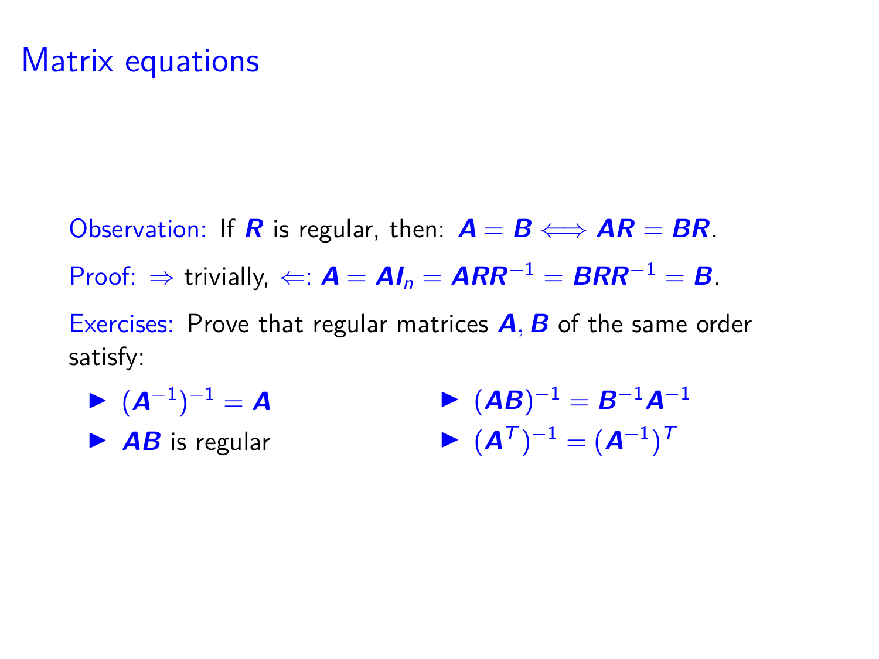# Matrix equations

Observation: If $\boldsymbol{R}$ is regular, then: $\boldsymbol{A} = \boldsymbol{B} \Longleftrightarrow \boldsymbol{AR} = \boldsymbol{BR}$.

Proof: $\Rightarrow$ trivially, $\Leftarrow$: $\boldsymbol{A} = \boldsymbol{AI}_n = \boldsymbol{ARR}^{-1} = \boldsymbol{BRR}^{-1} = \boldsymbol{B}$.

Exercises: Prove that regular matrices $\boldsymbol{A}, \boldsymbol{B}$ of the same order satisfy:

- $(\boldsymbol{A}^{-1})^{-1} = \boldsymbol{A}$
- $\boldsymbol{AB}$ is regular
- $(\boldsymbol{AB})^{-1} = \boldsymbol{B}^{-1}\boldsymbol{A}^{-1}$
- $(\boldsymbol{A}^{T})^{-1} = (\boldsymbol{A}^{-1})^{T}$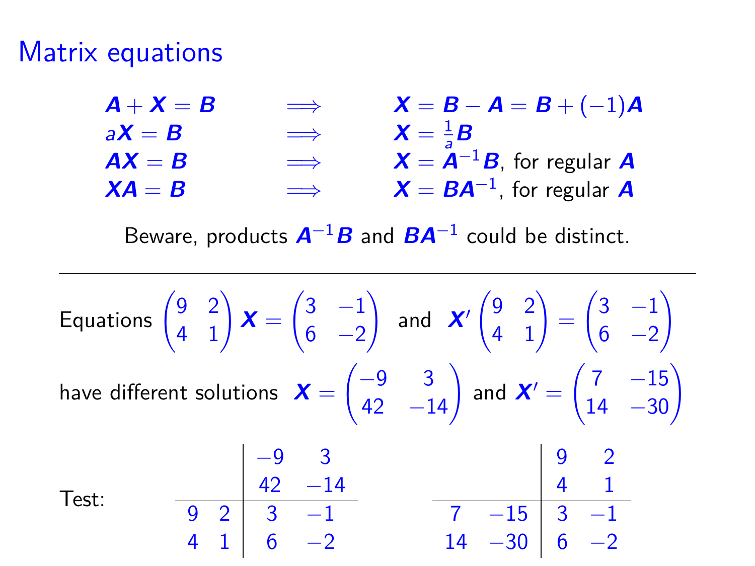# Matrix equations

$$
\begin{array}{lcl}
\boldsymbol{A} + \boldsymbol{X} = \boldsymbol{B} & \Longrightarrow & \boldsymbol{X} = \boldsymbol{B} - \boldsymbol{A} = \boldsymbol{B} + (-1)\boldsymbol{A} \\
a\boldsymbol{X} = \boldsymbol{B} & \Longrightarrow & \boldsymbol{X} = \frac{1}{a}\boldsymbol{B} \\
\boldsymbol{A}\boldsymbol{X} = \boldsymbol{B} & \Longrightarrow & \boldsymbol{X} = \boldsymbol{A}^{-1}\boldsymbol{B}, \text{ for regular } \boldsymbol{A} \\
\boldsymbol{X}\boldsymbol{A} = \boldsymbol{B} & \Longrightarrow & \boldsymbol{X} = \boldsymbol{B}\boldsymbol{A}^{-1}, \text{ for regular } \boldsymbol{A}
\end{array}
$$

Beware, products $\boldsymbol{A}^{-1}\boldsymbol{B}$ and $\boldsymbol{B}\boldsymbol{A}^{-1}$ could be distinct.

---

Equations $\begin{pmatrix} 9 & 2 \\ 4 & 1 \end{pmatrix} \boldsymbol{X} = \begin{pmatrix} 3 & -1 \\ 6 & -2 \end{pmatrix}$ and $\boldsymbol{X}' \begin{pmatrix} 9 & 2 \\ 4 & 1 \end{pmatrix} = \begin{pmatrix} 3 & -1 \\ 6 & -2 \end{pmatrix}$

have different solutions $\boldsymbol{X} = \begin{pmatrix} -9 & 3 \\ 42 & -14 \end{pmatrix}$ and $\boldsymbol{X}' = \begin{pmatrix} 7 & -15 \\ 14 & -30 \end{pmatrix}$

Test:

$$
\begin{array}{cc|cc}
 & & -9 & 3 \\
 & & 42 & -14 \\
\hline
9 & 2 & 3 & -1 \\
4 & 1 & 6 & -2
\end{array}
\qquad\qquad
\begin{array}{cc|cc}
 & & 9 & 2 \\
 & & 4 & 1 \\
\hline
7 & -15 & 3 & -1 \\
14 & -30 & 6 & -2
\end{array}
$$